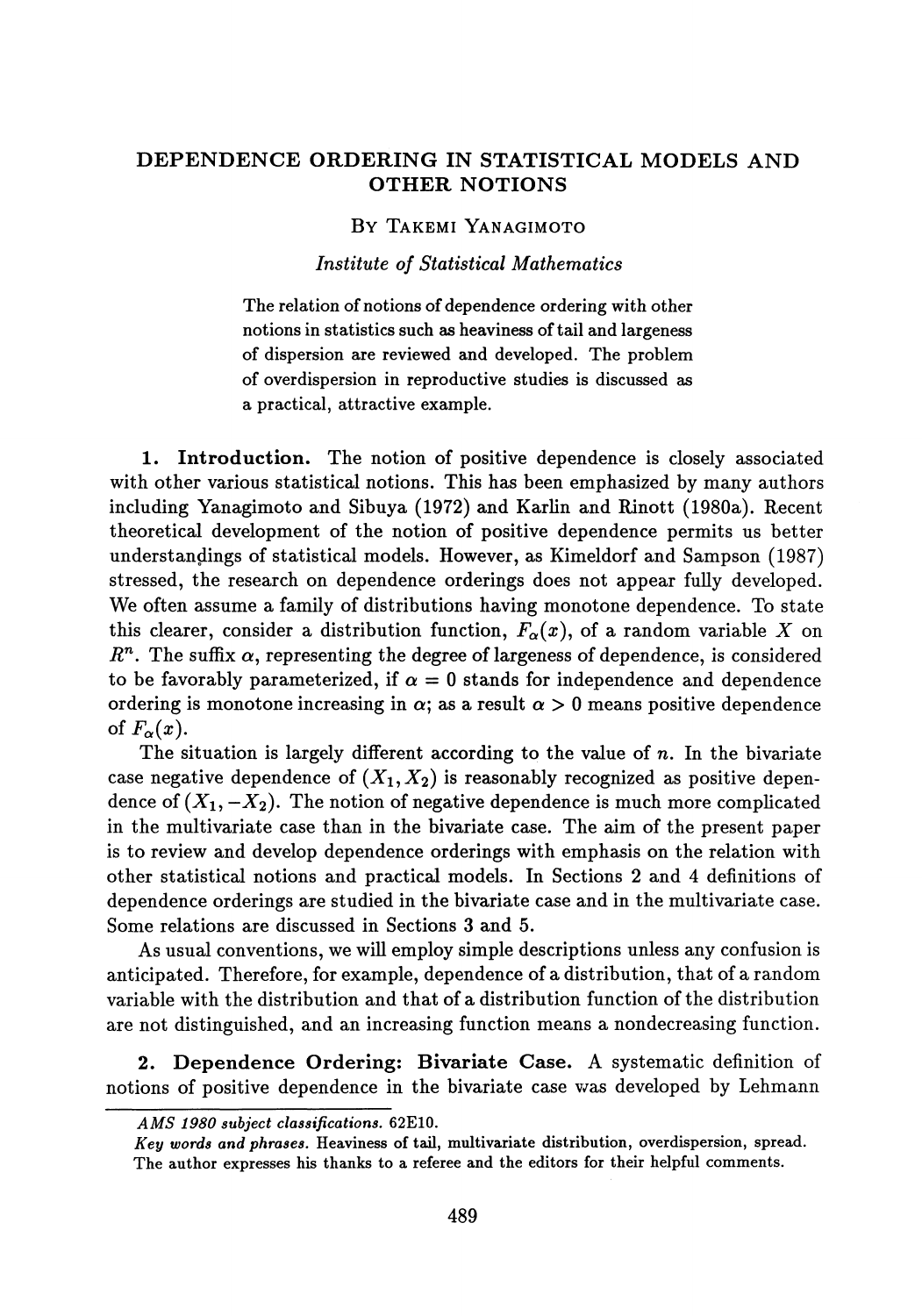# DEPENDENCE ORDERING IN STATISTICAL MODELS AND OTHER NOTIONS

By Takemi Yanagimoto

*Institute of Statistical Mathematics*

The relation of notions of dependence ordering with other notions in statistics such as heaviness of tail and largeness of dispersion are reviewed and developed. The problem of overdispersion in reproductive studies is discussed as a practical, attractive example.

**1. Introduction.** The notion of positive dependence is closely associated with other various statistical notions. This has been emphasized by many authors including Yanagimoto and Sibuya (1972) and Karlin and Rinott (1980a). Recent theoretical development of the notion of positive dependence permits us better understandings of statistical models. However, as Kimeldorf and Sampson (1987) stressed, the research on dependence orderings does not appear fully developed. We often assume a family of distributions having monotone dependence. To state this clearer, consider a distribution function, $F_\alpha(x)$, of a random variable $X$ on $R^n$. The suffix $\alpha$, representing the degree of largeness of dependence, is considered to be favorably parameterized, if $\alpha = 0$ stands for independence and dependence ordering is monotone increasing in $\alpha$; as a result $\alpha > 0$ means positive dependence of $F_\alpha(x)$.

The situation is largely different according to the value of $n$. In the bivariate case negative dependence of $(X_1, X_2)$ is reasonably recognized as positive dependence of $(X_1, -X_2)$. The notion of negative dependence is much more complicated in the multivariate case than in the bivariate case. The aim of the present paper is to review and develop dependence orderings with emphasis on the relation with other statistical notions and practical models. In Sections 2 and 4 definitions of dependence orderings are studied in the bivariate case and in the multivariate case. Some relations are discussed in Sections 3 and 5.

As usual conventions, we will employ simple descriptions unless any confusion is anticipated. Therefore, for example, dependence of a distribution, that of a random variable with the distribution and that of a distribution function of the distribution are not distinguished, and an increasing function means a nondecreasing function.

**2. Dependence Ordering: Bivariate Case.** A systematic definition of notions of positive dependence in the bivariate case was developed by Lehmann

---

*AMS 1980 subject classifications.* 62E10.

*Key words and phrases.* Heaviness of tail, multivariate distribution, overdispersion, spread.

The author expresses his thanks to a referee and the editors for their helpful comments.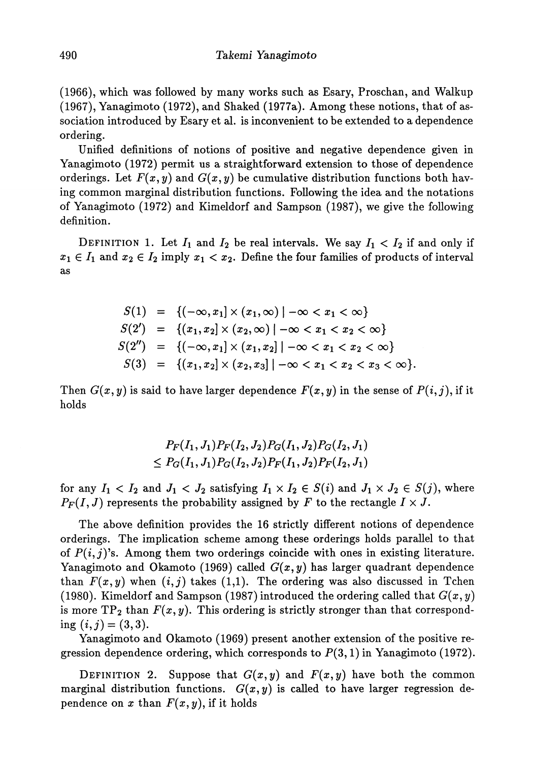(1966), which was followed by many works such as Esary, Proschan, and Walkup (1967), Yanagimoto (1972), and Shaked (1977a). Among these notions, that of association introduced by Esary et al. is inconvenient to be extended to a dependence ordering.

Unified definitions of notions of positive and negative dependence given in Yanagimoto (1972) permit us a straightforward extension to those of dependence orderings. Let $F(x, y)$ and $G(x, y)$ be cumulative distribution functions both having common marginal distribution functions. Following the idea and the notations of Yanagimoto (1972) and Kimeldorf and Sampson (1987), we give the following definition.

DEFINITION 1. Let $I_1$ and $I_2$ be real intervals. We say $I_1 < I_2$ if and only if $x_1 \in I_1$ and $x_2 \in I_2$ imply $x_1 < x_2$. Define the four families of products of interval as

$$
\begin{aligned}
S(1) &= \{(-\infty, x_1] \times (x_1, \infty) \mid -\infty < x_1 < \infty\} \\
S(2') &= \{(x_1, x_2] \times (x_2, \infty) \mid -\infty < x_1 < x_2 < \infty\} \\
S(2'') &= \{(-\infty, x_1] \times (x_1, x_2] \mid -\infty < x_1 < x_2 < \infty\} \\
S(3) &= \{(x_1, x_2] \times (x_2, x_3] \mid -\infty < x_1 < x_2 < x_3 < \infty\}.
\end{aligned}
$$

Then $G(x, y)$ is said to have larger dependence $F(x, y)$ in the sense of $P(i, j)$, if it holds

$$
\begin{aligned}
&P_F(I_1, J_1)P_F(I_2, J_2)P_G(I_1, J_2)P_G(I_2, J_1) \\
&\leq P_G(I_1, J_1)P_G(I_2, J_2)P_F(I_1, J_2)P_F(I_2, J_1)
\end{aligned}
$$

for any $I_1 < I_2$ and $J_1 < J_2$ satisfying $I_1 \times I_2 \in S(i)$ and $J_1 \times J_2 \in S(j)$, where $P_F(I, J)$ represents the probability assigned by $F$ to the rectangle $I \times J$.

The above definition provides the 16 strictly different notions of dependence orderings. The implication scheme among these orderings holds parallel to that of $P(i, j)$'s. Among them two orderings coincide with ones in existing literature. Yanagimoto and Okamoto (1969) called $G(x, y)$ has larger quadrant dependence than $F(x, y)$ when $(i, j)$ takes (1,1). The ordering was also discussed in Tchen (1980). Kimeldorf and Sampson (1987) introduced the ordering called that $G(x, y)$ is more $\text{TP}_2$ than $F(x, y)$. This ordering is strictly stronger than that corresponding $(i, j) = (3, 3)$.

Yanagimoto and Okamoto (1969) present another extension of the positive regression dependence ordering, which corresponds to $P(3, 1)$ in Yanagimoto (1972).

DEFINITION 2. Suppose that $G(x, y)$ and $F(x, y)$ have both the common marginal distribution functions. $G(x, y)$ is called to have larger regression dependence on $x$ than $F(x, y)$, if it holds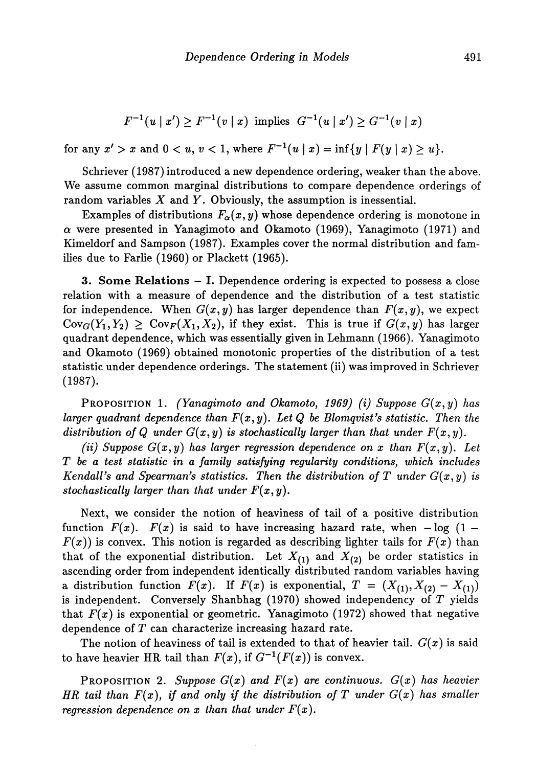$$F^{-1}(u \mid x') \geq F^{-1}(v \mid x) \text{ implies } G^{-1}(u \mid x') \geq G^{-1}(v \mid x)$$

for any $x' > x$ and $0 < u,\, v < 1$, where $F^{-1}(u \mid x) = \inf\{y \mid F(y \mid x) \geq u\}$.

Schriever (1987) introduced a new dependence ordering, weaker than the above. We assume common marginal distributions to compare dependence orderings of random variables $X$ and $Y$. Obviously, the assumption is inessential.

Examples of distributions $F_\alpha(x, y)$ whose dependence ordering is monotone in $\alpha$ were presented in Yanagimoto and Okamoto (1969), Yanagimoto (1971) and Kimeldorf and Sampson (1987). Examples cover the normal distribution and families due to Farlie (1960) or Plackett (1965).

**3. Some Relations – I.** Dependence ordering is expected to possess a close relation with a measure of dependence and the distribution of a test statistic for independence. When $G(x, y)$ has larger dependence than $F(x, y)$, we expect $\mathrm{Cov}_G(Y_1, Y_2) \geq \mathrm{Cov}_F(X_1, X_2)$, if they exist. This is true if $G(x, y)$ has larger quadrant dependence, which was essentially given in Lehmann (1966). Yanagimoto and Okamoto (1969) obtained monotonic properties of the distribution of a test statistic under dependence orderings. The statement (ii) was improved in Schriever (1987).

PROPOSITION 1. *(Yanagimoto and Okamoto, 1969) (i) Suppose $G(x, y)$ has larger quadrant dependence than $F(x, y)$. Let $Q$ be Blomqvist's statistic. Then the distribution of $Q$ under $G(x, y)$ is stochastically larger than that under $F(x, y)$.*

*(ii) Suppose $G(x, y)$ has larger regression dependence on $x$ than $F(x, y)$. Let $T$ be a test statistic in a family satisfying regularity conditions, which includes Kendall's and Spearman's statistics. Then the distribution of $T$ under $G(x, y)$ is stochastically larger than that under $F(x, y)$.*

Next, we consider the notion of heaviness of tail of a positive distribution function $F(x)$. $F(x)$ is said to have increasing hazard rate, when $-\log\,(1 - F(x))$ is convex. This notion is regarded as describing lighter tails for $F(x)$ than that of the exponential distribution. Let $X_{(1)}$ and $X_{(2)}$ be order statistics in ascending order from independent identically distributed random variables having a distribution function $F(x)$. If $F(x)$ is exponential, $T = (X_{(1)}, X_{(2)} - X_{(1)})$ is independent. Conversely Shanbhag (1970) showed independency of $T$ yields that $F(x)$ is exponential or geometric. Yanagimoto (1972) showed that negative dependence of $T$ can characterize increasing hazard rate.

The notion of heaviness of tail is extended to that of heavier tail. $G(x)$ is said to have heavier HR tail than $F(x)$, if $G^{-1}(F(x))$ is convex.

PROPOSITION 2. *Suppose $G(x)$ and $F(x)$ are continuous. $G(x)$ has heavier HR tail than $F(x)$, if and only if the distribution of $T$ under $G(x)$ has smaller regression dependence on $x$ than that under $F(x)$.*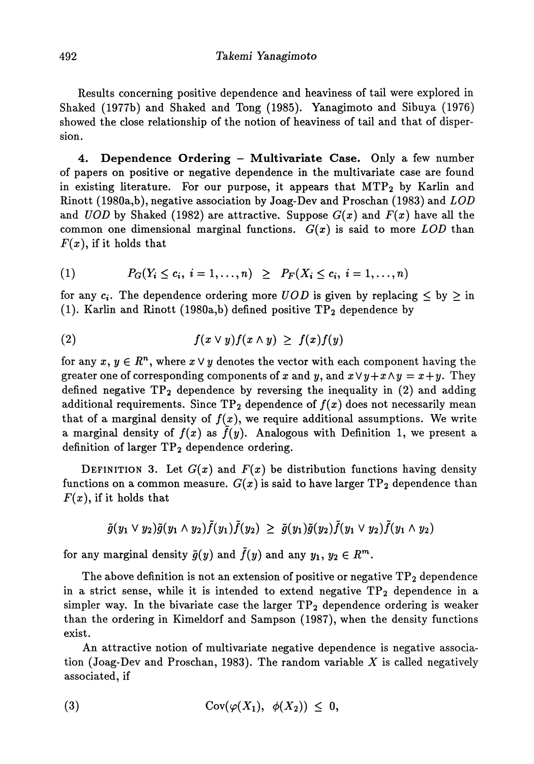Results concerning positive dependence and heaviness of tail were explored in Shaked (1977b) and Shaked and Tong (1985). Yanagimoto and Sibuya (1976) showed the close relationship of the notion of heaviness of tail and that of dispersion.

**4. Dependence Ordering – Multivariate Case.** Only a few number of papers on positive or negative dependence in the multivariate case are found in existing literature. For our purpose, it appears that $\mathrm{MTP}_2$ by Karlin and Rinott (1980a,b), negative association by Joag-Dev and Proschan (1983) and *LOD* and *UOD* by Shaked (1982) are attractive. Suppose $G(x)$ and $F(x)$ have all the common one dimensional marginal functions. $G(x)$ is said to more *LOD* than $F(x)$, if it holds that

$$P_G(Y_i \leq c_i,\ i = 1, \ldots, n) \ \geq\ P_F(X_i \leq c_i,\ i = 1, \ldots, n) \tag{1}$$

for any $c_i$. The dependence ordering more *UOD* is given by replacing $\leq$ by $\geq$ in (1). Karlin and Rinott (1980a,b) defined positive $\mathrm{TP}_2$ dependence by

$$f(x \vee y) f(x \wedge y) \ \geq\ f(x) f(y) \tag{2}$$

for any $x, y \in R^n$, where $x \vee y$ denotes the vector with each component having the greater one of corresponding components of $x$ and $y$, and $x \vee y + x \wedge y = x + y$. They defined negative $\mathrm{TP}_2$ dependence by reversing the inequality in (2) and adding additional requirements. Since $\mathrm{TP}_2$ dependence of $f(x)$ does not necessarily mean that of a marginal density of $f(x)$, we require additional assumptions. We write a marginal density of $f(x)$ as $\tilde{f}(y)$. Analogous with Definition 1, we present a definition of larger $\mathrm{TP}_2$ dependence ordering.

Definition 3. Let $G(x)$ and $F(x)$ be distribution functions having density functions on a common measure. $G(x)$ is said to have larger $\mathrm{TP}_2$ dependence than $F(x)$, if it holds that

$$\tilde{g}(y_1 \vee y_2) \tilde{g}(y_1 \wedge y_2) \tilde{f}(y_1) \tilde{f}(y_2) \ \geq\ \tilde{g}(y_1) \tilde{g}(y_2) \tilde{f}(y_1 \vee y_2) \tilde{f}(y_1 \wedge y_2)$$

for any marginal density $\tilde{g}(y)$ and $\tilde{f}(y)$ and any $y_1, y_2 \in R^m$.

The above definition is not an extension of positive or negative $\mathrm{TP}_2$ dependence in a strict sense, while it is intended to extend negative $\mathrm{TP}_2$ dependence in a simpler way. In the bivariate case the larger $\mathrm{TP}_2$ dependence ordering is weaker than the ordering in Kimeldorf and Sampson (1987), when the density functions exist.

An attractive notion of multivariate negative dependence is negative association (Joag-Dev and Proschan, 1983). The random variable $X$ is called negatively associated, if

$$\mathrm{Cov}(\varphi(X_1),\ \phi(X_2)) \ \leq\ 0, \tag{3}$$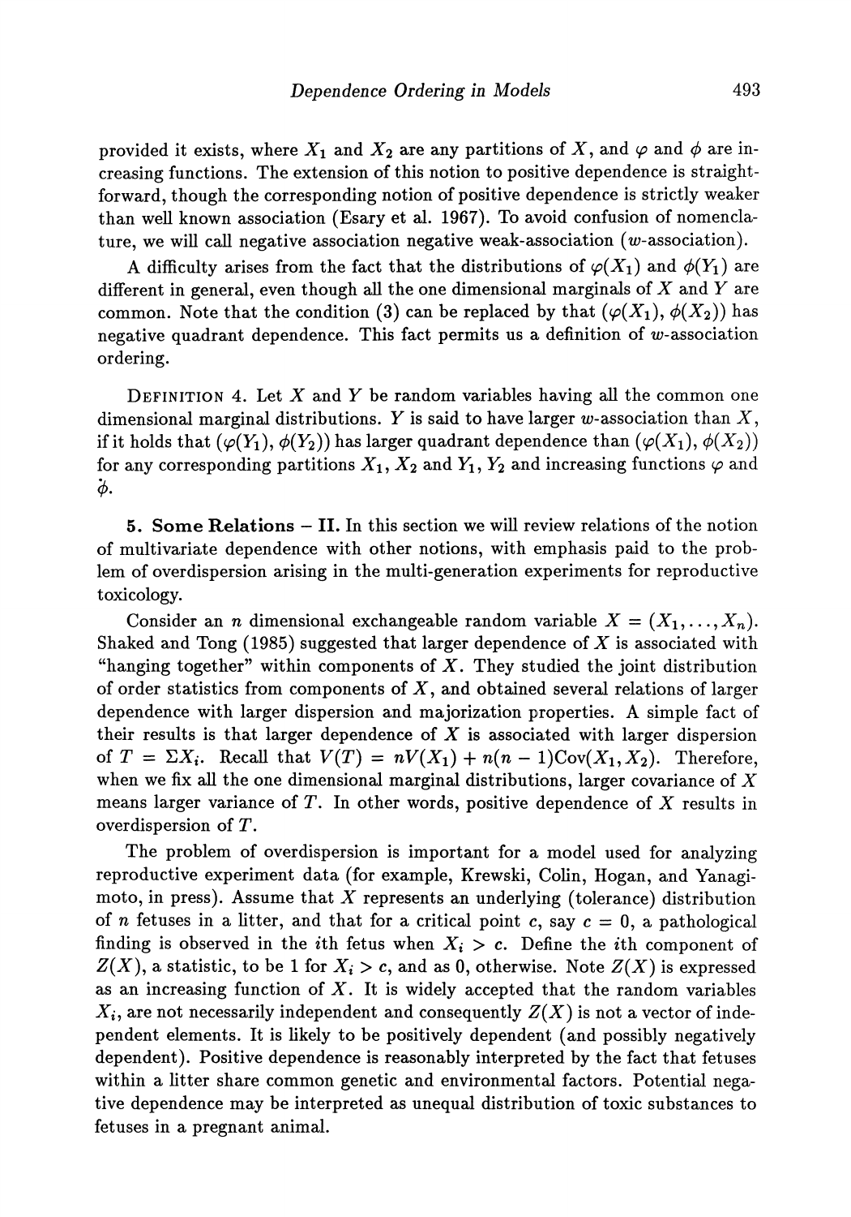provided it exists, where $X_1$ and $X_2$ are any partitions of $X$, and $\varphi$ and $\phi$ are increasing functions. The extension of this notion to positive dependence is straightforward, though the corresponding notion of positive dependence is strictly weaker than well known association (Esary et al. 1967). To avoid confusion of nomenclature, we will call negative association negative weak-association ($w$-association).

A difficulty arises from the fact that the distributions of $\varphi(X_1)$ and $\phi(Y_1)$ are different in general, even though all the one dimensional marginals of $X$ and $Y$ are common. Note that the condition (3) can be replaced by that $(\varphi(X_1), \phi(X_2))$ has negative quadrant dependence. This fact permits us a definition of $w$-association ordering.

DEFINITION 4. Let $X$ and $Y$ be random variables having all the common one dimensional marginal distributions. $Y$ is said to have larger $w$-association than $X$, if it holds that $(\varphi(Y_1), \phi(Y_2))$ has larger quadrant dependence than $(\varphi(X_1), \phi(X_2))$ for any corresponding partitions $X_1$, $X_2$ and $Y_1$, $Y_2$ and increasing functions $\varphi$ and $\phi$.

## 5. Some Relations – II.

In this section we will review relations of the notion of multivariate dependence with other notions, with emphasis paid to the problem of overdispersion arising in the multi-generation experiments for reproductive toxicology.

Consider an $n$ dimensional exchangeable random variable $X = (X_1, \ldots, X_n)$. Shaked and Tong (1985) suggested that larger dependence of $X$ is associated with "hanging together" within components of $X$. They studied the joint distribution of order statistics from components of $X$, and obtained several relations of larger dependence with larger dispersion and majorization properties. A simple fact of their results is that larger dependence of $X$ is associated with larger dispersion of $T = \Sigma X_i$. Recall that $V(T) = nV(X_1) + n(n-1)\mathrm{Cov}(X_1, X_2)$. Therefore, when we fix all the one dimensional marginal distributions, larger covariance of $X$ means larger variance of $T$. In other words, positive dependence of $X$ results in overdispersion of $T$.

The problem of overdispersion is important for a model used for analyzing reproductive experiment data (for example, Krewski, Colin, Hogan, and Yanagimoto, in press). Assume that $X$ represents an underlying (tolerance) distribution of $n$ fetuses in a litter, and that for a critical point $c$, say $c = 0$, a pathological finding is observed in the $i$th fetus when $X_i > c$. Define the $i$th component of $Z(X)$, a statistic, to be 1 for $X_i > c$, and as 0, otherwise. Note $Z(X)$ is expressed as an increasing function of $X$. It is widely accepted that the random variables $X_i$, are not necessarily independent and consequently $Z(X)$ is not a vector of independent elements. It is likely to be positively dependent (and possibly negatively dependent). Positive dependence is reasonably interpreted by the fact that fetuses within a litter share common genetic and environmental factors. Potential negative dependence may be interpreted as unequal distribution of toxic substances to fetuses in a pregnant animal.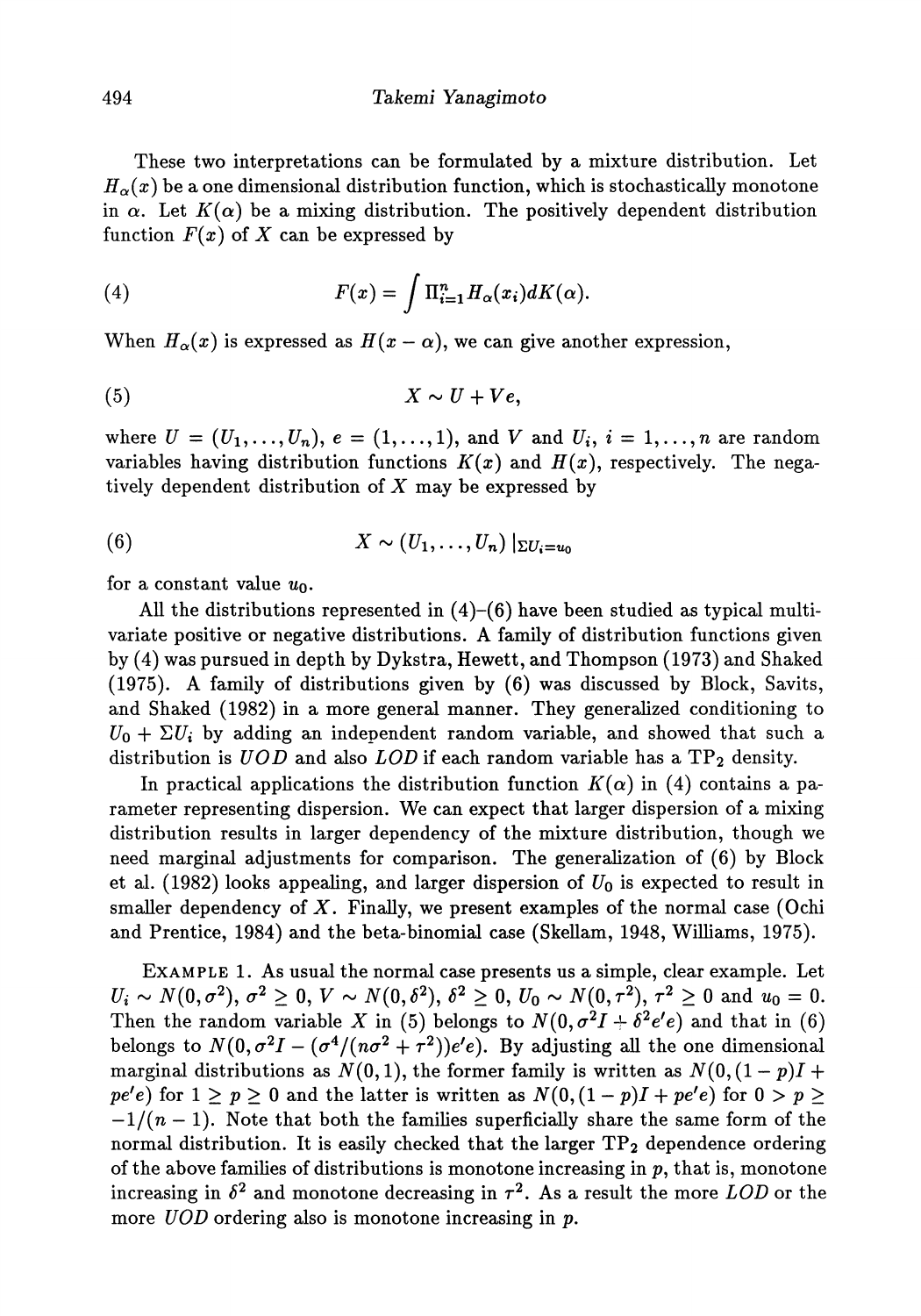These two interpretations can be formulated by a mixture distribution. Let $H_\alpha(x)$ be a one dimensional distribution function, which is stochastically monotone in $\alpha$. Let $K(\alpha)$ be a mixing distribution. The positively dependent distribution function $F(x)$ of $X$ can be expressed by

$$F(x) = \int \Pi_{i=1}^n H_\alpha(x_i) dK(\alpha). \tag{4}$$

When $H_\alpha(x)$ is expressed as $H(x - \alpha)$, we can give another expression,

$$X \sim U + Ve, \tag{5}$$

where $U = (U_1, \ldots, U_n)$, $e = (1, \ldots, 1)$, and $V$ and $U_i$, $i = 1, \ldots, n$ are random variables having distribution functions $K(x)$ and $H(x)$, respectively. The negatively dependent distribution of $X$ may be expressed by

$$X \sim (U_1, \ldots, U_n) \,|_{\Sigma U_i = u_0} \tag{6}$$

for a constant value $u_0$.

All the distributions represented in (4)–(6) have been studied as typical multivariate positive or negative distributions. A family of distribution functions given by (4) was pursued in depth by Dykstra, Hewett, and Thompson (1973) and Shaked (1975). A family of distributions given by (6) was discussed by Block, Savits, and Shaked (1982) in a more general manner. They generalized conditioning to $U_0 + \Sigma U_i$ by adding an independent random variable, and showed that such a distribution is *UOD* and also *LOD* if each random variable has a $\mathrm{TP}_2$ density.

In practical applications the distribution function $K(\alpha)$ in (4) contains a parameter representing dispersion. We can expect that larger dispersion of a mixing distribution results in larger dependency of the mixture distribution, though we need marginal adjustments for comparison. The generalization of (6) by Block et al. (1982) looks appealing, and larger dispersion of $U_0$ is expected to result in smaller dependency of $X$. Finally, we present examples of the normal case (Ochi and Prentice, 1984) and the beta-binomial case (Skellam, 1948, Williams, 1975).

EXAMPLE 1. As usual the normal case presents us a simple, clear example. Let $U_i \sim N(0, \sigma^2)$, $\sigma^2 \geq 0$, $V \sim N(0, \delta^2)$, $\delta^2 \geq 0$, $U_0 \sim N(0, \tau^2)$, $\tau^2 \geq 0$ and $u_0 = 0$. Then the random variable $X$ in (5) belongs to $N(0, \sigma^2 I + \delta^2 e'e)$ and that in (6) belongs to $N(0, \sigma^2 I - (\sigma^4/(n\sigma^2 + \tau^2))e'e)$. By adjusting all the one dimensional marginal distributions as $N(0,1)$, the former family is written as $N(0, (1-p)I + pe'e)$ for $1 \geq p \geq 0$ and the latter is written as $N(0, (1-p)I + pe'e)$ for $0 > p \geq -1/(n-1)$. Note that both the families superficially share the same form of the normal distribution. It is easily checked that the larger $\mathrm{TP}_2$ dependence ordering of the above families of distributions is monotone increasing in $p$, that is, monotone increasing in $\delta^2$ and monotone decreasing in $\tau^2$. As a result the more *LOD* or the more *UOD* ordering also is monotone increasing in $p$.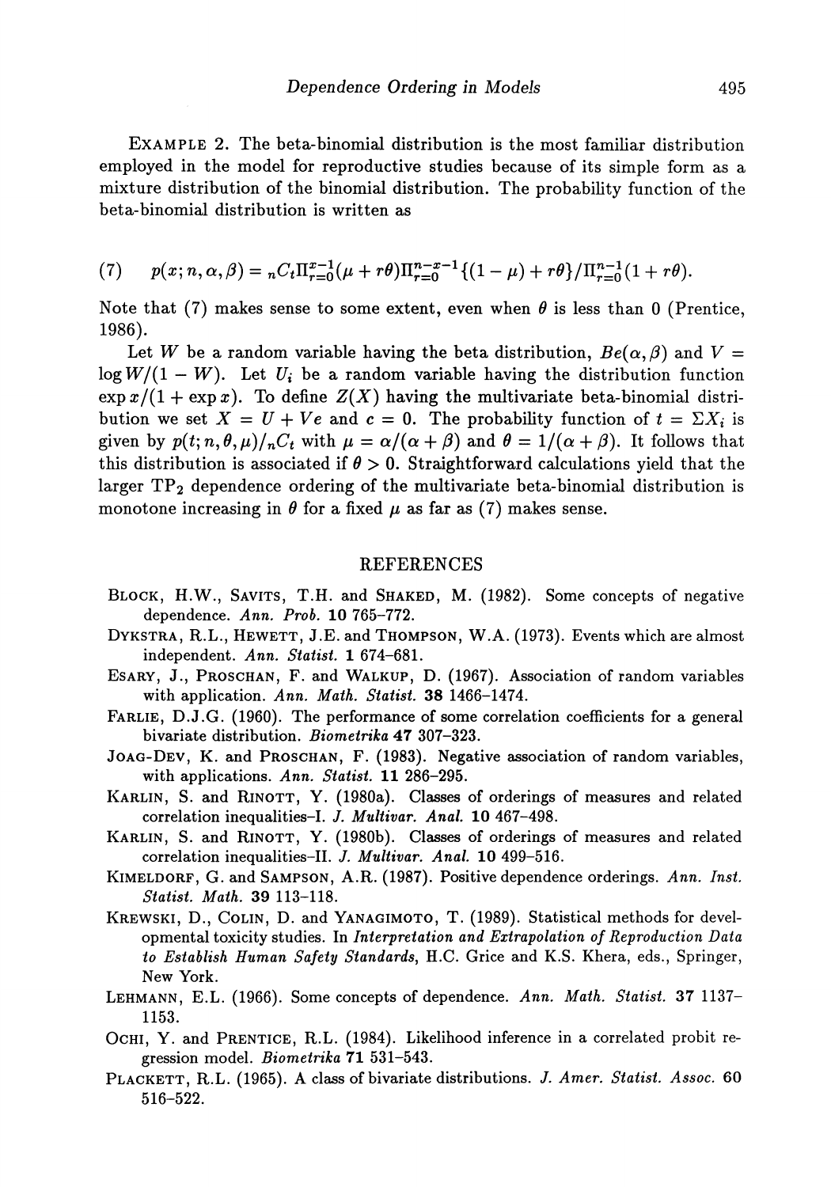EXAMPLE 2. The beta-binomial distribution is the most familiar distribution employed in the model for reproductive studies because of its simple form as a mixture distribution of the binomial distribution. The probability function of the beta-binomial distribution is written as

$$(7) \quad p(x; n, \alpha, \beta) = {}_nC_t \Pi_{r=0}^{x-1}(\mu + r\theta)\Pi_{r=0}^{n-x-1}\{(1-\mu) + r\theta\}/\Pi_{r=0}^{n-1}(1 + r\theta).$$

Note that (7) makes sense to some extent, even when $\theta$ is less than 0 (Prentice, 1986).

Let $W$ be a random variable having the beta distribution, $Be(\alpha, \beta)$ and $V = \log W/(1-W)$. Let $U_i$ be a random variable having the distribution function $\exp x/(1 + \exp x)$. To define $Z(X)$ having the multivariate beta-binomial distribution we set $X = U + Ve$ and $c = 0$. The probability function of $t = \Sigma X_i$ is given by $p(t; n, \theta, \mu)/{}_nC_t$ with $\mu = \alpha/(\alpha + \beta)$ and $\theta = 1/(\alpha + \beta)$. It follows that this distribution is associated if $\theta > 0$. Straightforward calculations yield that the larger $TP_2$ dependence ordering of the multivariate beta-binomial distribution is monotone increasing in $\theta$ for a fixed $\mu$ as far as (7) makes sense.

## REFERENCES

BLOCK, H.W., SAVITS, T.H. and SHAKED, M. (1982). Some concepts of negative dependence. *Ann. Prob.* **10** 765–772.

DYKSTRA, R.L., HEWETT, J.E. and THOMPSON, W.A. (1973). Events which are almost independent. *Ann. Statist.* **1** 674–681.

ESARY, J., PROSCHAN, F. and WALKUP, D. (1967). Association of random variables with application. *Ann. Math. Statist.* **38** 1466–1474.

FARLIE, D.J.G. (1960). The performance of some correlation coefficients for a general bivariate distribution. *Biometrika* **47** 307–323.

JOAG-DEV, K. and PROSCHAN, F. (1983). Negative association of random variables, with applications. *Ann. Statist.* **11** 286–295.

KARLIN, S. and RINOTT, Y. (1980a). Classes of orderings of measures and related correlation inequalities–I. *J. Multivar. Anal.* **10** 467–498.

KARLIN, S. and RINOTT, Y. (1980b). Classes of orderings of measures and related correlation inequalities–II. *J. Multivar. Anal.* **10** 499–516.

KIMELDORF, G. and SAMPSON, A.R. (1987). Positive dependence orderings. *Ann. Inst. Statist. Math.* **39** 113–118.

KREWSKI, D., COLIN, D. and YANAGIMOTO, T. (1989). Statistical methods for developmental toxicity studies. In *Interpretation and Extrapolation of Reproduction Data to Establish Human Safety Standards*, H.C. Grice and K.S. Khera, eds., Springer, New York.

LEHMANN, E.L. (1966). Some concepts of dependence. *Ann. Math. Statist.* **37** 1137–1153.

OCHI, Y. and PRENTICE, R.L. (1984). Likelihood inference in a correlated probit regression model. *Biometrika* **71** 531–543.

PLACKETT, R.L. (1965). A class of bivariate distributions. *J. Amer. Statist. Assoc.* **60** 516–522.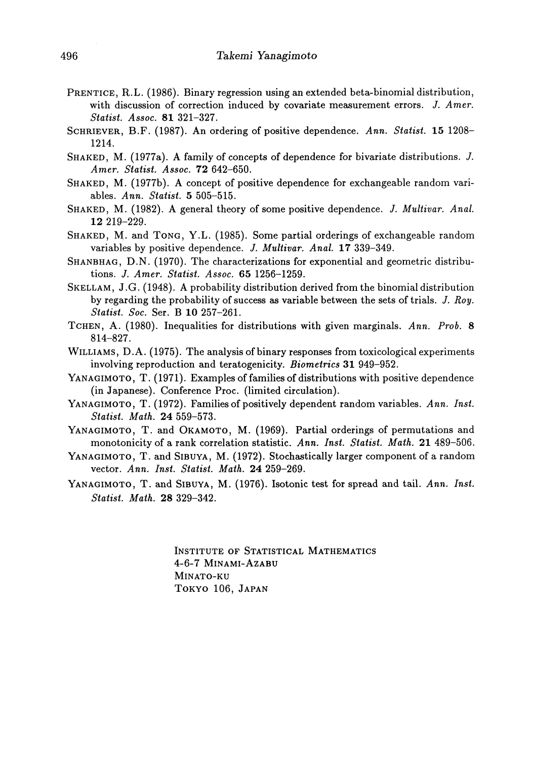PRENTICE, R.L. (1986). Binary regression using an extended beta-binomial distribution, with discussion of correction induced by covariate measurement errors. *J. Amer. Statist. Assoc.* **81** 321–327.

SCHRIEVER, B.F. (1987). An ordering of positive dependence. *Ann. Statist.* **15** 1208–1214.

SHAKED, M. (1977a). A family of concepts of dependence for bivariate distributions. *J. Amer. Statist. Assoc.* **72** 642–650.

SHAKED, M. (1977b). A concept of positive dependence for exchangeable random variables. *Ann. Statist.* **5** 505–515.

SHAKED, M. (1982). A general theory of some positive dependence. *J. Multivar. Anal.* **12** 219–229.

SHAKED, M. and TONG, Y.L. (1985). Some partial orderings of exchangeable random variables by positive dependence. *J. Multivar. Anal.* **17** 339–349.

SHANBHAG, D.N. (1970). The characterizations for exponential and geometric distributions. *J. Amer. Statist. Assoc.* **65** 1256–1259.

SKELLAM, J.G. (1948). A probability distribution derived from the binomial distribution by regarding the probability of success as variable between the sets of trials. *J. Roy. Statist. Soc.* Ser. B **10** 257–261.

TCHEN, A. (1980). Inequalities for distributions with given marginals. *Ann. Prob.* **8** 814–827.

WILLIAMS, D.A. (1975). The analysis of binary responses from toxicological experiments involving reproduction and teratogenicity. *Biometrics* **31** 949–952.

YANAGIMOTO, T. (1971). Examples of families of distributions with positive dependence (in Japanese). Conference Proc. (limited circulation).

YANAGIMOTO, T. (1972). Families of positively dependent random variables. *Ann. Inst. Statist. Math.* **24** 559–573.

YANAGIMOTO, T. and OKAMOTO, M. (1969). Partial orderings of permutations and monotonicity of a rank correlation statistic. *Ann. Inst. Statist. Math.* **21** 489–506.

YANAGIMOTO, T. and SIBUYA, M. (1972). Stochastically larger component of a random vector. *Ann. Inst. Statist. Math.* **24** 259–269.

YANAGIMOTO, T. and SIBUYA, M. (1976). Isotonic test for spread and tail. *Ann. Inst. Statist. Math.* **28** 329–342.

INSTITUTE OF STATISTICAL MATHEMATICS
4-6-7 MINAMI-AZABU
MINATO-KU
TOKYO 106, JAPAN